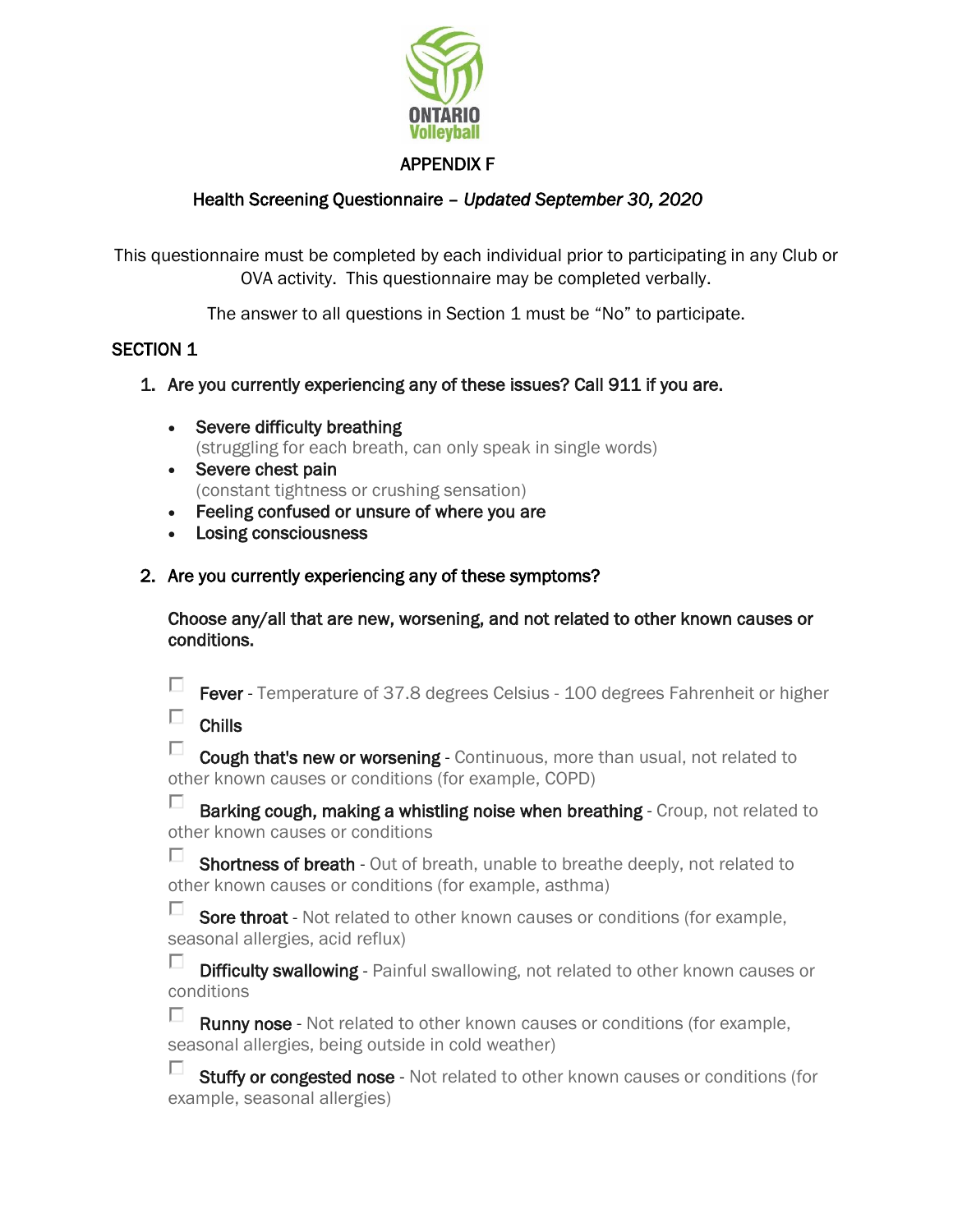ONTARIO Volleyball

# APPENDIX F

## Health Screening Questionnaire – *Updated September 30, 2020*

This questionnaire must be completed by each individual prior to participating in any Club or OVA activity. This questionnaire may be completed verbally.

The answer to all questions in Section 1 must be "No" to participate.

### SECTION 1

1. **Are you currently experiencing any of these issues? Call 911 if you are.**

   - **Severe difficulty breathing**
     (struggling for each breath, can only speak in single words)
   - **Severe chest pain**
     (constant tightness or crushing sensation)
   - **Feeling confused or unsure of where you are**
   - **Losing consciousness**

2. **Are you currently experiencing any of these symptoms?**

   **Choose any/all that are new, worsening, and not related to other known causes or conditions.**

   - [ ] **Fever** - Temperature of 37.8 degrees Celsius - 100 degrees Fahrenheit or higher
   - [ ] **Chills**
   - [ ] **Cough that's new or worsening** - Continuous, more than usual, not related to other known causes or conditions (for example, COPD)
   - [ ] **Barking cough, making a whistling noise when breathing** - Croup, not related to other known causes or conditions
   - [ ] **Shortness of breath** - Out of breath, unable to breathe deeply, not related to other known causes or conditions (for example, asthma)
   - [ ] **Sore throat** - Not related to other known causes or conditions (for example, seasonal allergies, acid reflux)
   - [ ] **Difficulty swallowing** - Painful swallowing, not related to other known causes or conditions
   - [ ] **Runny nose** - Not related to other known causes or conditions (for example, seasonal allergies, being outside in cold weather)
   - [ ] **Stuffy or congested nose** - Not related to other known causes or conditions (for example, seasonal allergies)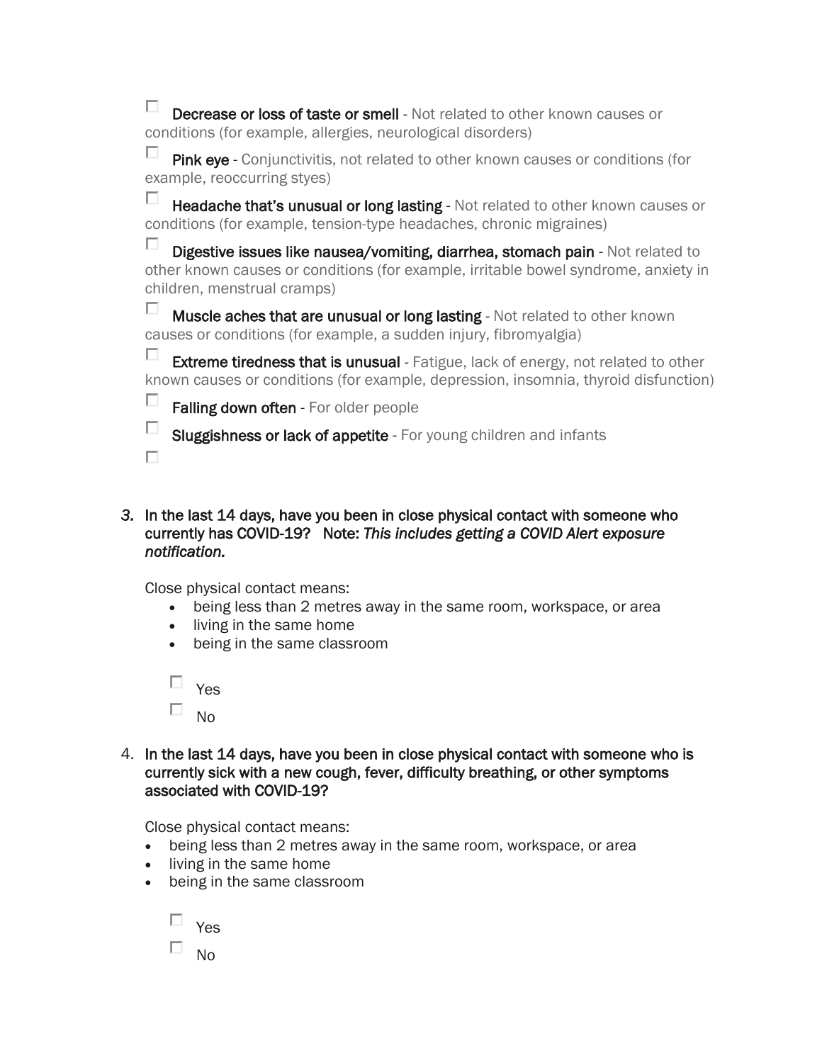- [ ] **Decrease or loss of taste or smell** - Not related to other known causes or conditions (for example, allergies, neurological disorders)
- [ ] **Pink eye** - Conjunctivitis, not related to other known causes or conditions (for example, reoccurring styes)
- [ ] **Headache that's unusual or long lasting** - Not related to other known causes or conditions (for example, tension-type headaches, chronic migraines)
- [ ] **Digestive issues like nausea/vomiting, diarrhea, stomach pain** - Not related to other known causes or conditions (for example, irritable bowel syndrome, anxiety in children, menstrual cramps)
- [ ] **Muscle aches that are unusual or long lasting** - Not related to other known causes or conditions (for example, a sudden injury, fibromyalgia)
- [ ] **Extreme tiredness that is unusual** - Fatigue, lack of energy, not related to other known causes or conditions (for example, depression, insomnia, thyroid disfunction)
- [ ] **Falling down often** - For older people
- [ ] **Sluggishness or lack of appetite** - For young children and infants
- [ ] 

3. **In the last 14 days, have you been in close physical contact with someone who currently has COVID-19? Note: *This includes getting a COVID Alert exposure notification.***

   Close physical contact means:
   - being less than 2 metres away in the same room, workspace, or area
   - living in the same home
   - being in the same classroom

   - [ ] Yes
   - [ ] No

4. **In the last 14 days, have you been in close physical contact with someone who is currently sick with a new cough, fever, difficulty breathing, or other symptoms associated with COVID-19?**

   Close physical contact means:
   - being less than 2 metres away in the same room, workspace, or area
   - living in the same home
   - being in the same classroom

   - [ ] Yes
   - [ ] No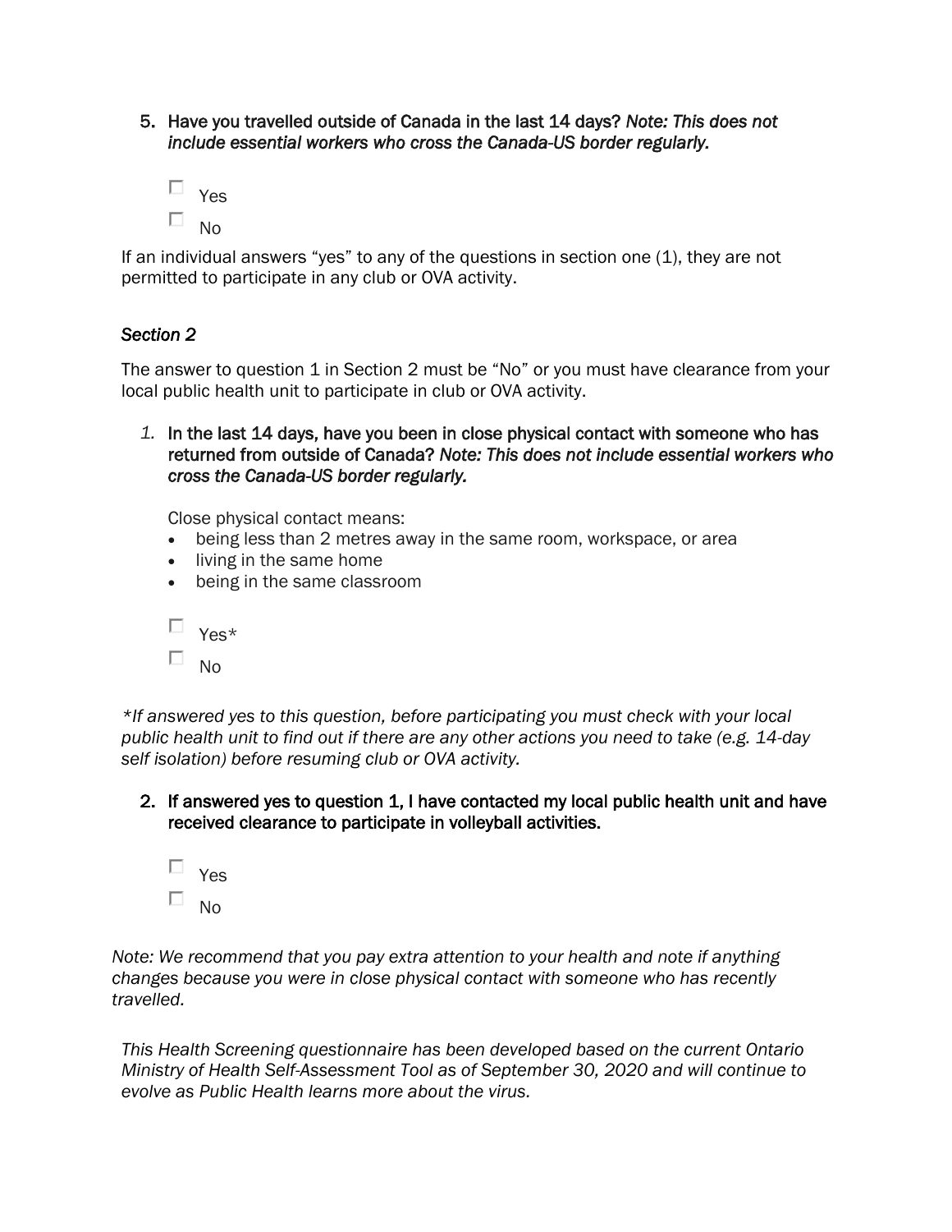5. **Have you travelled outside of Canada in the last 14 days?** ***Note: This does not include essential workers who cross the Canada-US border regularly.***

   ☐ Yes

   ☐ No

If an individual answers “yes” to any of the questions in section one (1), they are not permitted to participate in any club or OVA activity.

### *Section 2*

The answer to question 1 in Section 2 must be “No” or you must have clearance from your local public health unit to participate in club or OVA activity.

1. **In the last 14 days, have you been in close physical contact with someone who has returned from outside of Canada?** ***Note: This does not include essential workers who cross the Canada-US border regularly.***

   Close physical contact means:

   - being less than 2 metres away in the same room, workspace, or area
   - living in the same home
   - being in the same classroom

   ☐ Yes*

   ☐ No

**If answered yes to this question, before participating you must check with your local public health unit to find out if there are any other actions you need to take (e.g. 14-day self isolation) before resuming club or OVA activity.*

2. **If answered yes to question 1, I have contacted my local public health unit and have received clearance to participate in volleyball activities.**

   ☐ Yes

   ☐ No

*Note: We recommend that you pay extra attention to your health and note if anything changes because you were in close physical contact with someone who has recently travelled.*

*This Health Screening questionnaire has been developed based on the current Ontario Ministry of Health Self-Assessment Tool as of September 30, 2020 and will continue to evolve as Public Health learns more about the virus.*